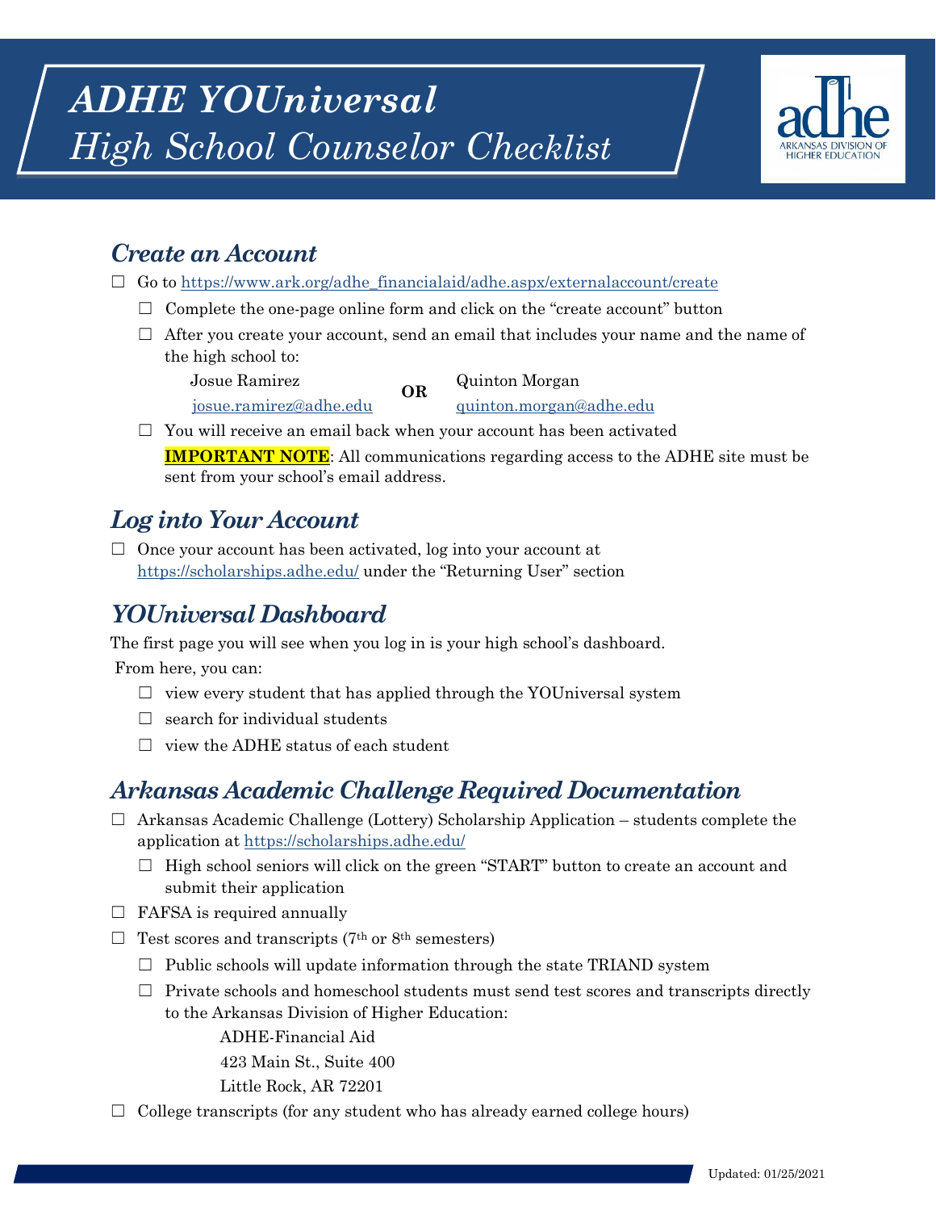# *ADHE YOUniversal*
# *High School Counselor Checklist*

ARKANSAS DIVISION OF HIGHER EDUCATION

## *Create an Account*

- ☐ Go to https://www.ark.org/adhe_financialaid/adhe.aspx/externalaccount/create
  - ☐ Complete the one-page online form and click on the "create account" button
  - ☐ After you create your account, send an email that includes your name and the name of the high school to:

    Josue Ramirez  
    josue.ramirez@adhe.edu

    **OR**

    Quinton Morgan  
    quinton.morgan@adhe.edu

  - ☐ You will receive an email back when your account has been activated

    **IMPORTANT NOTE**: All communications regarding access to the ADHE site must be sent from your school's email address.

## *Log into Your Account*

- ☐ Once your account has been activated, log into your account at https://scholarships.adhe.edu/ under the "Returning User" section

## *YOUniversal Dashboard*

The first page you will see when you log in is your high school's dashboard.

From here, you can:

- ☐ view every student that has applied through the YOUniversal system
- ☐ search for individual students
- ☐ view the ADHE status of each student

## *Arkansas Academic Challenge Required Documentation*

- ☐ Arkansas Academic Challenge (Lottery) Scholarship Application – students complete the application at https://scholarships.adhe.edu/
  - ☐ High school seniors will click on the green "START" button to create an account and submit their application
- ☐ FAFSA is required annually
- ☐ Test scores and transcripts (7th or 8th semesters)
  - ☐ Public schools will update information through the state TRIAND system
  - ☐ Private schools and homeschool students must send test scores and transcripts directly to the Arkansas Division of Higher Education:

    ADHE-Financial Aid  
    423 Main St., Suite 400  
    Little Rock, AR 72201

- ☐ College transcripts (for any student who has already earned college hours)

Updated: 01/25/2021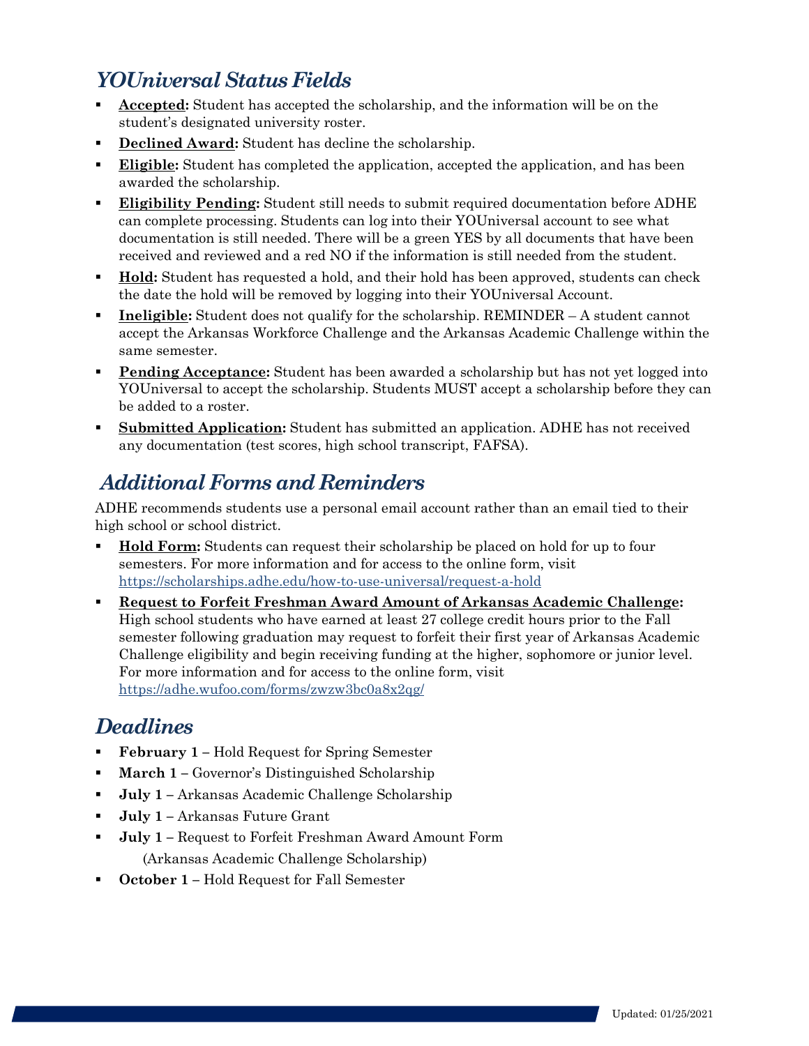## *YOUniversal Status Fields*

- **Accepted:** Student has accepted the scholarship, and the information will be on the student's designated university roster.
- **Declined Award:** Student has decline the scholarship.
- **Eligible:** Student has completed the application, accepted the application, and has been awarded the scholarship.
- **Eligibility Pending:** Student still needs to submit required documentation before ADHE can complete processing. Students can log into their YOUniversal account to see what documentation is still needed. There will be a green YES by all documents that have been received and reviewed and a red NO if the information is still needed from the student.
- **Hold:** Student has requested a hold, and their hold has been approved, students can check the date the hold will be removed by logging into their YOUniversal Account.
- **Ineligible:** Student does not qualify for the scholarship. REMINDER – A student cannot accept the Arkansas Workforce Challenge and the Arkansas Academic Challenge within the same semester.
- **Pending Acceptance:** Student has been awarded a scholarship but has not yet logged into YOUniversal to accept the scholarship. Students MUST accept a scholarship before they can be added to a roster.
- **Submitted Application:** Student has submitted an application. ADHE has not received any documentation (test scores, high school transcript, FAFSA).

## *Additional Forms and Reminders*

ADHE recommends students use a personal email account rather than an email tied to their high school or school district.

- **Hold Form:** Students can request their scholarship be placed on hold for up to four semesters. For more information and for access to the online form, visit https://scholarships.adhe.edu/how-to-use-universal/request-a-hold
- **Request to Forfeit Freshman Award Amount of Arkansas Academic Challenge:** High school students who have earned at least 27 college credit hours prior to the Fall semester following graduation may request to forfeit their first year of Arkansas Academic Challenge eligibility and begin receiving funding at the higher, sophomore or junior level. For more information and for access to the online form, visit https://adhe.wufoo.com/forms/zwzw3bc0a8x2qg/

## *Deadlines*

- **February 1** – Hold Request for Spring Semester
- **March 1** – Governor's Distinguished Scholarship
- **July 1** – Arkansas Academic Challenge Scholarship
- **July 1** – Arkansas Future Grant
- **July 1** – Request to Forfeit Freshman Award Amount Form (Arkansas Academic Challenge Scholarship)
- **October 1** – Hold Request for Fall Semester

Updated: 01/25/2021